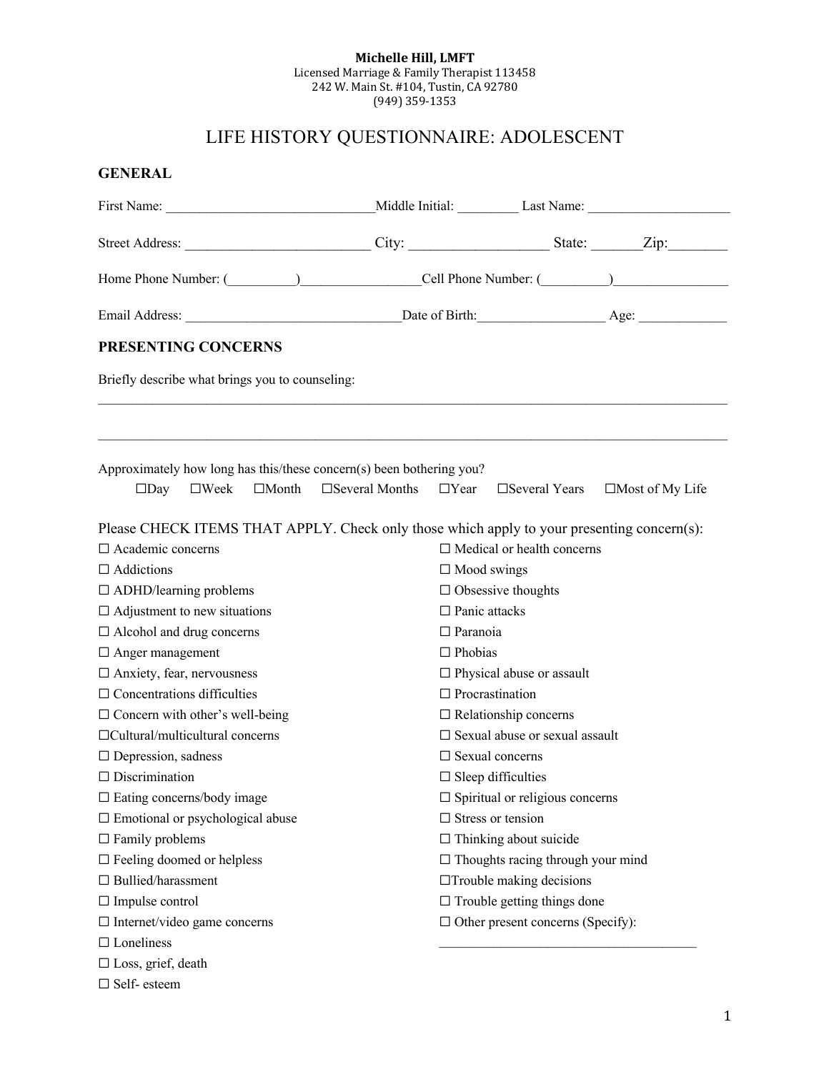**Michelle Hill, LMFT**
Licensed Marriage & Family Therapist 113458
242 W. Main St. #104, Tustin, CA 92780
(949) 359-1353

# LIFE HISTORY QUESTIONNAIRE: ADOLESCENT

## GENERAL

First Name: ______________________________Middle Initial: _________ Last Name: ____________________

Street Address: __________________________ City: ___________________ State: _______Zip:________

Home Phone Number: (__________)_________________Cell Phone Number: (__________)________________

Email Address: _______________________________Date of Birth:__________________ Age: ____________

## PRESENTING CONCERNS

Briefly describe what brings you to counseling:

_______________________________________________________________________________________________

_______________________________________________________________________________________________

Approximately how long has this/these concern(s) been bothering you?

☐Day ☐Week ☐Month ☐Several Months ☐Year ☐Several Years ☐Most of My Life

Please CHECK ITEMS THAT APPLY. Check only those which apply to your presenting concern(s):

☐ Academic concerns
☐ Addictions
☐ ADHD/learning problems
☐ Adjustment to new situations
☐ Alcohol and drug concerns
☐ Anger management
☐ Anxiety, fear, nervousness
☐ Concentrations difficulties
☐ Concern with other's well-being
☐Cultural/multicultural concerns
☐ Depression, sadness
☐ Discrimination
☐ Eating concerns/body image
☐ Emotional or psychological abuse
☐ Family problems
☐ Feeling doomed or helpless
☐ Bullied/harassment
☐ Impulse control
☐ Internet/video game concerns
☐ Loneliness
☐ Loss, grief, death
☐ Self- esteem
☐ Medical or health concerns
☐ Mood swings
☐ Obsessive thoughts
☐ Panic attacks
☐ Paranoia
☐ Phobias
☐ Physical abuse or assault
☐ Procrastination
☐ Relationship concerns
☐ Sexual abuse or sexual assault
☐ Sexual concerns
☐ Sleep difficulties
☐ Spiritual or religious concerns
☐ Stress or tension
☐ Thinking about suicide
☐ Thoughts racing through your mind
☐Trouble making decisions
☐ Trouble getting things done
☐ Other present concerns (Specify): ______________________________________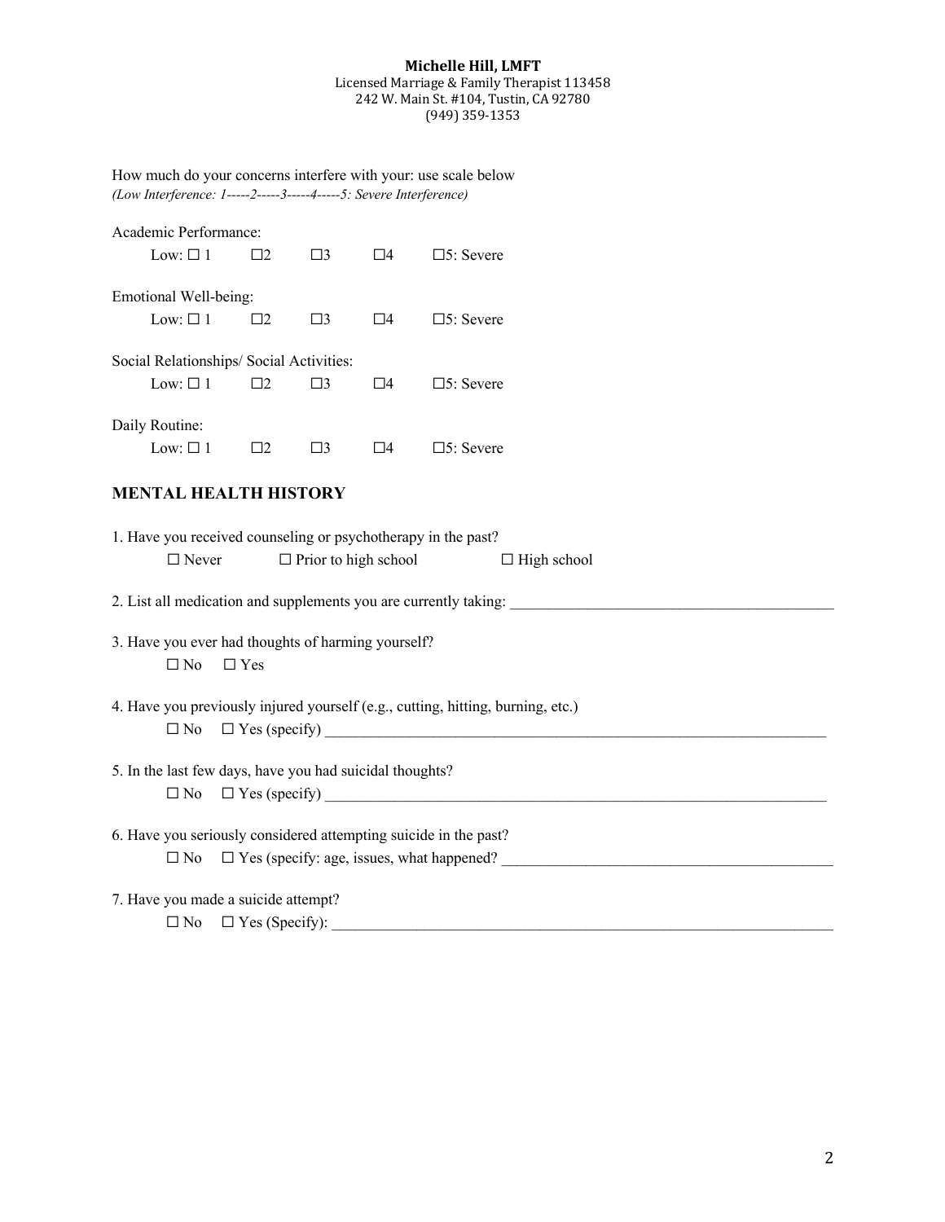**Michelle Hill, LMFT**
Licensed Marriage & Family Therapist 113458
242 W. Main St. #104, Tustin, CA 92780
(949) 359-1353

How much do your concerns interfere with your: use scale below
*(Low Interference: 1-----2-----3-----4-----5: Severe Interference)*

Academic Performance:
Low: ☐ 1 ☐2 ☐3 ☐4 ☐5: Severe

Emotional Well-being:
Low: ☐ 1 ☐2 ☐3 ☐4 ☐5: Severe

Social Relationships/ Social Activities:
Low: ☐ 1 ☐2 ☐3 ☐4 ☐5: Severe

Daily Routine:
Low: ☐ 1 ☐2 ☐3 ☐4 ☐5: Severe

## MENTAL HEALTH HISTORY

1. Have you received counseling or psychotherapy in the past?
   ☐ Never ☐ Prior to high school ☐ High school

2. List all medication and supplements you are currently taking: ________________________________________

3. Have you ever had thoughts of harming yourself?
   ☐ No ☐ Yes

4. Have you previously injured yourself (e.g., cutting, hitting, burning, etc.)
   ☐ No ☐ Yes (specify) ________________________________________

5. In the last few days, have you had suicidal thoughts?
   ☐ No ☐ Yes (specify) ________________________________________

6. Have you seriously considered attempting suicide in the past?
   ☐ No ☐ Yes (specify: age, issues, what happened? ________________________________________

7. Have you made a suicide attempt?
   ☐ No ☐ Yes (Specify): ________________________________________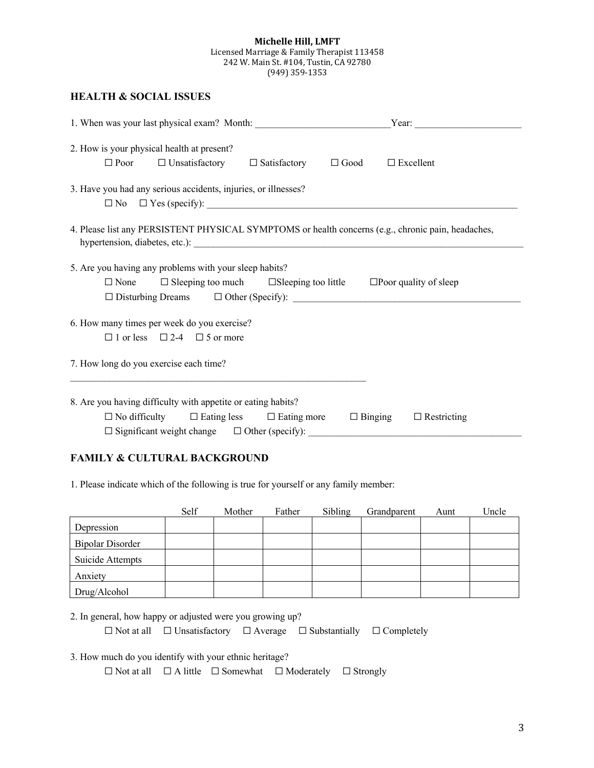**Michelle Hill, LMFT**
Licensed Marriage & Family Therapist 113458
242 W. Main St. #104, Tustin, CA 92780
(949) 359-1353

## HEALTH & SOCIAL ISSUES

1. When was your last physical exam? Month: ____________________________Year: ______________________

2. How is your physical health at present?
☐ Poor ☐ Unsatisfactory ☐ Satisfactory ☐ Good ☐ Excellent

3. Have you had any serious accidents, injuries, or illnesses?
☐ No ☐ Yes (specify): ____________________________________________________________________

4. Please list any PERSISTENT PHYSICAL SYMPTOMS or health concerns (e.g., chronic pain, headaches, hypertension, diabetes, etc.): ________________________________________________________________________

5. Are you having any problems with your sleep habits?
☐ None ☐ Sleeping too much ☐Sleeping too little ☐Poor quality of sleep
☐ Disturbing Dreams ☐ Other (Specify): _________________________________________________

6. How many times per week do you exercise?
☐ 1 or less ☐ 2-4 ☐ 5 or more

7. How long do you exercise each time?
________________________________________________________________

8. Are you having difficulty with appetite or eating habits?
☐ No difficulty ☐ Eating less ☐ Eating more ☐ Binging ☐ Restricting
☐ Significant weight change ☐ Other (specify): _____________________________________________

## FAMILY & CULTURAL BACKGROUND

1. Please indicate which of the following is true for yourself or any family member:

| | Self | Mother | Father | Sibling | Grandparent | Aunt | Uncle |
|---|---|---|---|---|---|---|---|
| Depression | | | | | | | |
| Bipolar Disorder | | | | | | | |
| Suicide Attempts | | | | | | | |
| Anxiety | | | | | | | |
| Drug/Alcohol | | | | | | | |

2. In general, how happy or adjusted were you growing up?
☐ Not at all ☐ Unsatisfactory ☐ Average ☐ Substantially ☐ Completely

3. How much do you identify with your ethnic heritage?
☐ Not at all ☐ A little ☐ Somewhat ☐ Moderately ☐ Strongly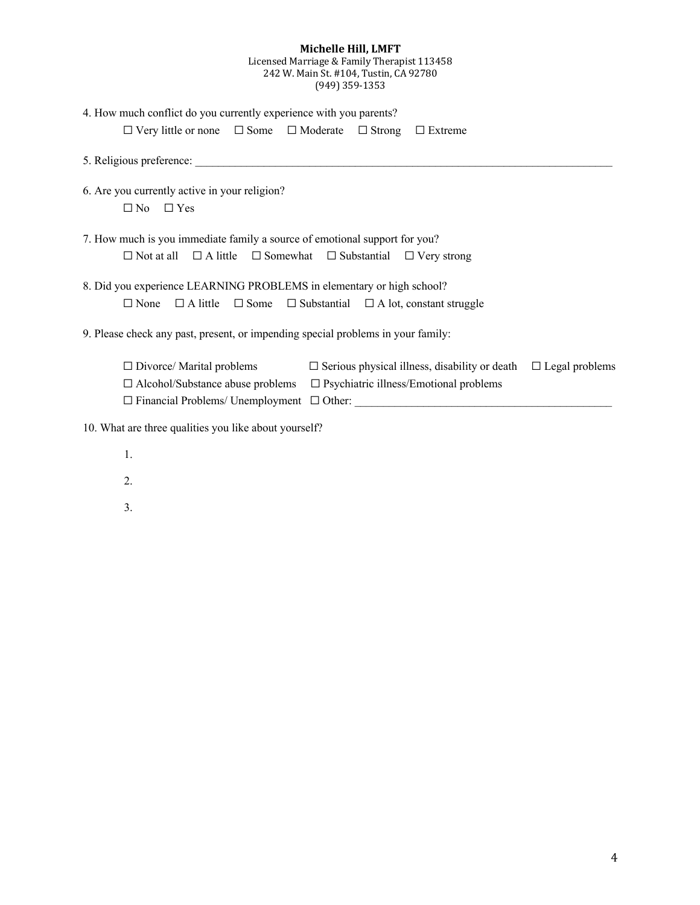4. How much conflict do you currently experience with you parents?

☐ Very little or none ☐ Some ☐ Moderate ☐ Strong ☐ Extreme

5. Religious preference: ___________________________________________________________________________

6. Are you currently active in your religion?

☐ No ☐ Yes

7. How much is you immediate family a source of emotional support for you?

☐ Not at all ☐ A little ☐ Somewhat ☐ Substantial ☐ Very strong

8. Did you experience LEARNING PROBLEMS in elementary or high school?

☐ None ☐ A little ☐ Some ☐ Substantial ☐ A lot, constant struggle

9. Please check any past, present, or impending special problems in your family:

☐ Divorce/ Marital problems ☐ Serious physical illness, disability or death ☐ Legal problems
☐ Alcohol/Substance abuse problems ☐ Psychiatric illness/Emotional problems
☐ Financial Problems/ Unemployment ☐ Other: ____________________________________________

10. What are three qualities you like about yourself?

1.

2.

3.